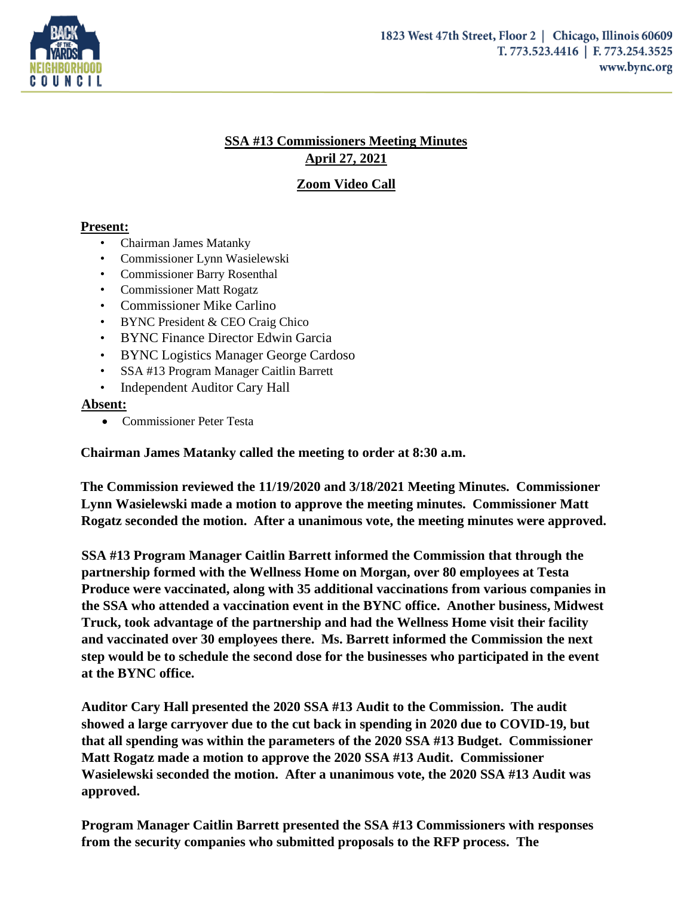1823 West 47th Street, Floor 2 | Chicago, Illinois 60609
T. 773.523.4416 | F. 773.254.3525
www.bync.org

# SSA #13 Commissioners Meeting Minutes
## April 27, 2021

## Zoom Video Call

**Present:**

- Chairman James Matanky
- Commissioner Lynn Wasielewski
- Commissioner Barry Rosenthal
- Commissioner Matt Rogatz
- Commissioner Mike Carlino
- BYNC President & CEO Craig Chico
- BYNC Finance Director Edwin Garcia
- BYNC Logistics Manager George Cardoso
- SSA #13 Program Manager Caitlin Barrett
- Independent Auditor Cary Hall

**Absent:**

- Commissioner Peter Testa

**Chairman James Matanky called the meeting to order at 8:30 a.m.**

**The Commission reviewed the 11/19/2020 and 3/18/2021 Meeting Minutes. Commissioner Lynn Wasielewski made a motion to approve the meeting minutes. Commissioner Matt Rogatz seconded the motion. After a unanimous vote, the meeting minutes were approved.**

**SSA #13 Program Manager Caitlin Barrett informed the Commission that through the partnership formed with the Wellness Home on Morgan, over 80 employees at Testa Produce were vaccinated, along with 35 additional vaccinations from various companies in the SSA who attended a vaccination event in the BYNC office. Another business, Midwest Truck, took advantage of the partnership and had the Wellness Home visit their facility and vaccinated over 30 employees there. Ms. Barrett informed the Commission the next step would be to schedule the second dose for the businesses who participated in the event at the BYNC office.**

**Auditor Cary Hall presented the 2020 SSA #13 Audit to the Commission. The audit showed a large carryover due to the cut back in spending in 2020 due to COVID-19, but that all spending was within the parameters of the 2020 SSA #13 Budget. Commissioner Matt Rogatz made a motion to approve the 2020 SSA #13 Audit. Commissioner Wasielewski seconded the motion. After a unanimous vote, the 2020 SSA #13 Audit was approved.**

**Program Manager Caitlin Barrett presented the SSA #13 Commissioners with responses from the security companies who submitted proposals to the RFP process. The**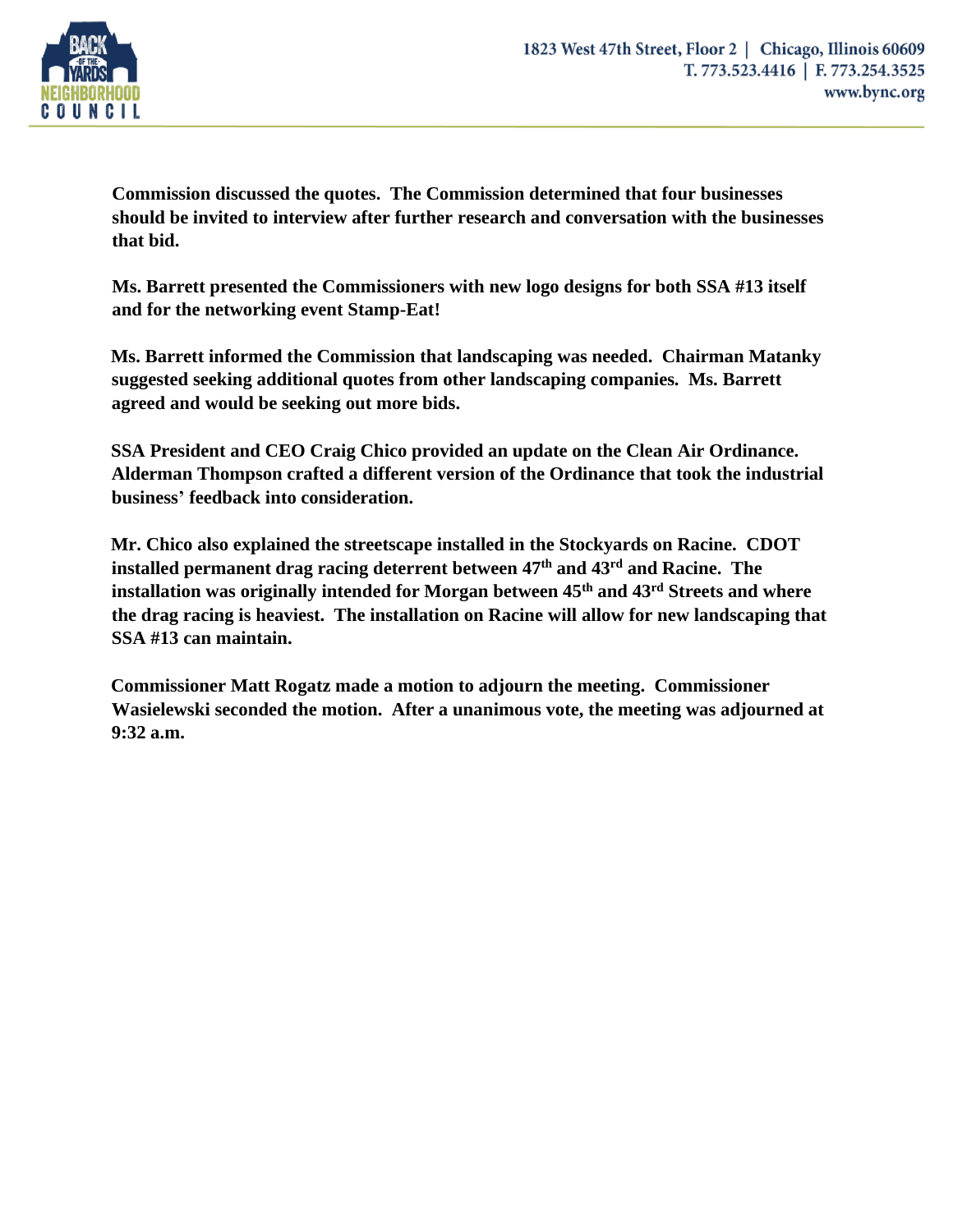**Commission discussed the quotes. The Commission determined that four businesses should be invited to interview after further research and conversation with the businesses that bid.**

**Ms. Barrett presented the Commissioners with new logo designs for both SSA #13 itself and for the networking event Stamp-Eat!**

**Ms. Barrett informed the Commission that landscaping was needed. Chairman Matanky suggested seeking additional quotes from other landscaping companies. Ms. Barrett agreed and would be seeking out more bids.**

**SSA President and CEO Craig Chico provided an update on the Clean Air Ordinance. Alderman Thompson crafted a different version of the Ordinance that took the industrial business' feedback into consideration.**

**Mr. Chico also explained the streetscape installed in the Stockyards on Racine. CDOT installed permanent drag racing deterrent between 47th and 43rd and Racine. The installation was originally intended for Morgan between 45th and 43rd Streets and where the drag racing is heaviest. The installation on Racine will allow for new landscaping that SSA #13 can maintain.**

**Commissioner Matt Rogatz made a motion to adjourn the meeting. Commissioner Wasielewski seconded the motion. After a unanimous vote, the meeting was adjourned at 9:32 a.m.**